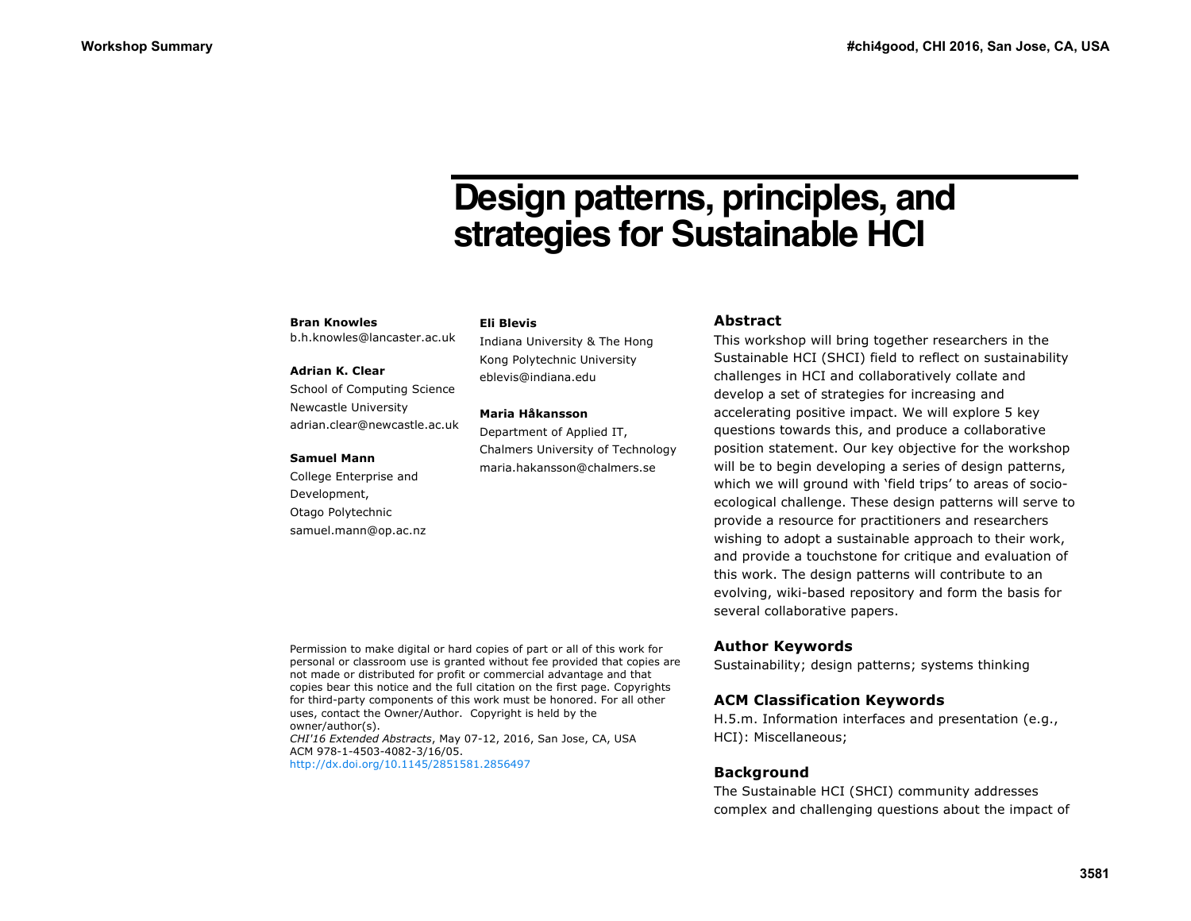# Design patterns, principles, and strategies for Sustainable HCI

**Bran Knowles**
b.h.knowles@lancaster.ac.uk

**Adrian K. Clear**
School of Computing Science
Newcastle University
adrian.clear@newcastle.ac.uk

**Samuel Mann**
College Enterprise and Development,
Otago Polytechnic
samuel.mann@op.ac.nz

**Eli Blevis**
Indiana University & The Hong Kong Polytechnic University
eblevis@indiana.edu

**Maria Håkansson**
Department of Applied IT,
Chalmers University of Technology
maria.hakansson@chalmers.se

Permission to make digital or hard copies of part or all of this work for personal or classroom use is granted without fee provided that copies are not made or distributed for profit or commercial advantage and that copies bear this notice and the full citation on the first page. Copyrights for third-party components of this work must be honored. For all other uses, contact the Owner/Author. Copyright is held by the owner/author(s).
*CHI'16 Extended Abstracts*, May 07-12, 2016, San Jose, CA, USA
ACM 978-1-4503-4082-3/16/05.
http://dx.doi.org/10.1145/2851581.2856497

## Abstract

This workshop will bring together researchers in the Sustainable HCI (SHCI) field to reflect on sustainability challenges in HCI and collaboratively collate and develop a set of strategies for increasing and accelerating positive impact. We will explore 5 key questions towards this, and produce a collaborative position statement. Our key objective for the workshop will be to begin developing a series of design patterns, which we will ground with 'field trips' to areas of socio-ecological challenge. These design patterns will serve to provide a resource for practitioners and researchers wishing to adopt a sustainable approach to their work, and provide a touchstone for critique and evaluation of this work. The design patterns will contribute to an evolving, wiki-based repository and form the basis for several collaborative papers.

## Author Keywords

Sustainability; design patterns; systems thinking

## ACM Classification Keywords

H.5.m. Information interfaces and presentation (e.g., HCI): Miscellaneous;

## Background

The Sustainable HCI (SHCI) community addresses complex and challenging questions about the impact of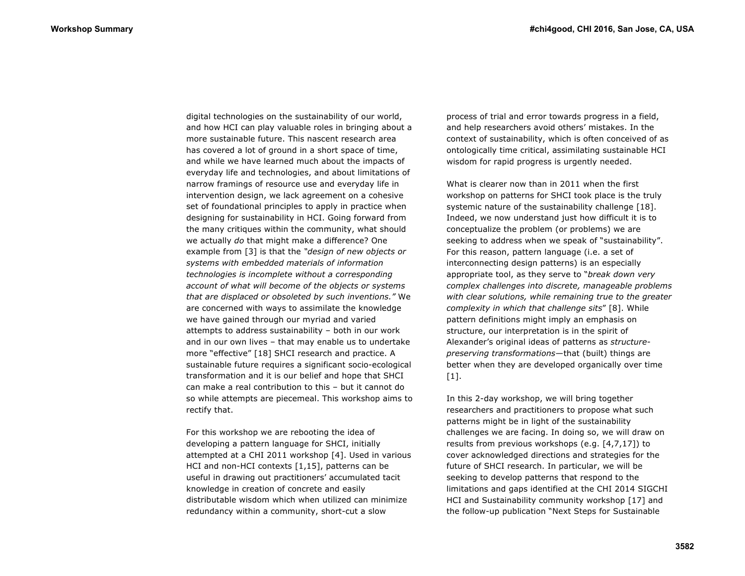digital technologies on the sustainability of our world, and how HCI can play valuable roles in bringing about a more sustainable future. This nascent research area has covered a lot of ground in a short space of time, and while we have learned much about the impacts of everyday life and technologies, and about limitations of narrow framings of resource use and everyday life in intervention design, we lack agreement on a cohesive set of foundational principles to apply in practice when designing for sustainability in HCI. Going forward from the many critiques within the community, what should we actually *do* that might make a difference? One example from [3] is that the *"design of new objects or systems with embedded materials of information technologies is incomplete without a corresponding account of what will become of the objects or systems that are displaced or obsoleted by such inventions."* We are concerned with ways to assimilate the knowledge we have gained through our myriad and varied attempts to address sustainability – both in our work and in our own lives – that may enable us to undertake more "effective" [18] SHCI research and practice. A sustainable future requires a significant socio-ecological transformation and it is our belief and hope that SHCI can make a real contribution to this – but it cannot do so while attempts are piecemeal. This workshop aims to rectify that.

For this workshop we are rebooting the idea of developing a pattern language for SHCI, initially attempted at a CHI 2011 workshop [4]. Used in various HCI and non-HCI contexts [1,15], patterns can be useful in drawing out practitioners' accumulated tacit knowledge in creation of concrete and easily distributable wisdom which when utilized can minimize redundancy within a community, short-cut a slow process of trial and error towards progress in a field, and help researchers avoid others' mistakes. In the context of sustainability, which is often conceived of as ontologically time critical, assimilating sustainable HCI wisdom for rapid progress is urgently needed.

What is clearer now than in 2011 when the first workshop on patterns for SHCI took place is the truly systemic nature of the sustainability challenge [18]. Indeed, we now understand just how difficult it is to conceptualize the problem (or problems) we are seeking to address when we speak of "sustainability". For this reason, pattern language (i.e. a set of interconnecting design patterns) is an especially appropriate tool, as they serve to "*break down very complex challenges into discrete, manageable problems with clear solutions, while remaining true to the greater complexity in which that challenge sits*" [8]. While pattern definitions might imply an emphasis on structure, our interpretation is in the spirit of Alexander's original ideas of patterns as *structure-preserving transformations*—that (built) things are better when they are developed organically over time [1].

In this 2-day workshop, we will bring together researchers and practitioners to propose what such patterns might be in light of the sustainability challenges we are facing. In doing so, we will draw on results from previous workshops (e.g. [4,7,17]) to cover acknowledged directions and strategies for the future of SHCI research. In particular, we will be seeking to develop patterns that respond to the limitations and gaps identified at the CHI 2014 SIGCHI HCI and Sustainability community workshop [17] and the follow-up publication "Next Steps for Sustainable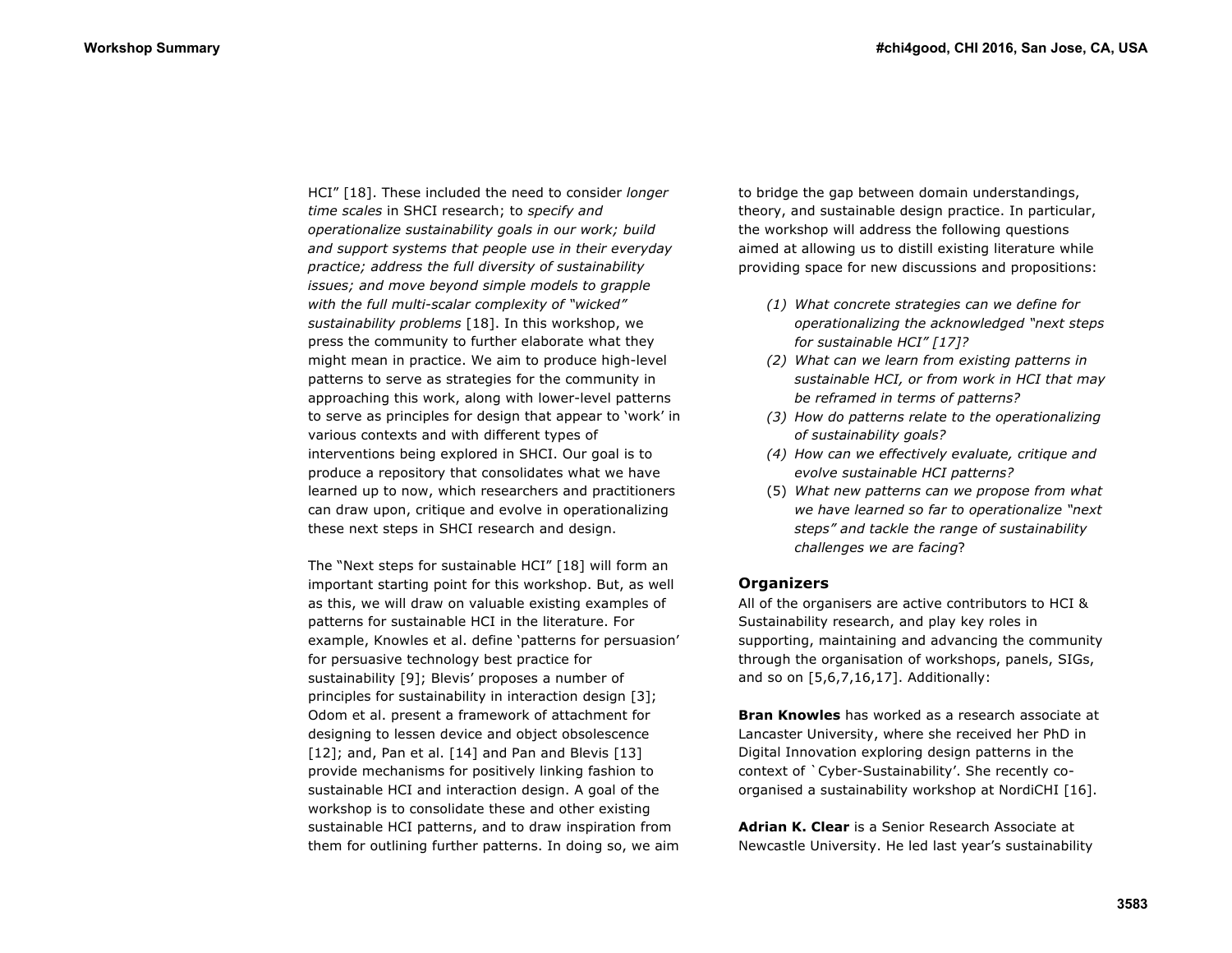HCI" [18]. These included the need to consider *longer time scales* in SHCI research; to *specify and operationalize sustainability goals in our work; build and support systems that people use in their everyday practice; address the full diversity of sustainability issues; and move beyond simple models to grapple with the full multi-scalar complexity of "wicked" sustainability problems* [18]. In this workshop, we press the community to further elaborate what they might mean in practice. We aim to produce high-level patterns to serve as strategies for the community in approaching this work, along with lower-level patterns to serve as principles for design that appear to 'work' in various contexts and with different types of interventions being explored in SHCI. Our goal is to produce a repository that consolidates what we have learned up to now, which researchers and practitioners can draw upon, critique and evolve in operationalizing these next steps in SHCI research and design.

The "Next steps for sustainable HCI" [18] will form an important starting point for this workshop. But, as well as this, we will draw on valuable existing examples of patterns for sustainable HCI in the literature. For example, Knowles et al. define 'patterns for persuasion' for persuasive technology best practice for sustainability [9]; Blevis' proposes a number of principles for sustainability in interaction design [3]; Odom et al. present a framework of attachment for designing to lessen device and object obsolescence [12]; and, Pan et al. [14] and Pan and Blevis [13] provide mechanisms for positively linking fashion to sustainable HCI and interaction design. A goal of the workshop is to consolidate these and other existing sustainable HCI patterns, and to draw inspiration from them for outlining further patterns. In doing so, we aim to bridge the gap between domain understandings, theory, and sustainable design practice. In particular, the workshop will address the following questions aimed at allowing us to distill existing literature while providing space for new discussions and propositions:

1. *What concrete strategies can we define for operationalizing the acknowledged "next steps for sustainable HCI" [17]?*
2. *What can we learn from existing patterns in sustainable HCI, or from work in HCI that may be reframed in terms of patterns?*
3. *How do patterns relate to the operationalizing of sustainability goals?*
4. *How can we effectively evaluate, critique and evolve sustainable HCI patterns?*
5. *What new patterns can we propose from what we have learned so far to operationalize "next steps" and tackle the range of sustainability challenges we are facing*?

## Organizers

All of the organisers are active contributors to HCI & Sustainability research, and play key roles in supporting, maintaining and advancing the community through the organisation of workshops, panels, SIGs, and so on [5,6,7,16,17]. Additionally:

**Bran Knowles** has worked as a research associate at Lancaster University, where she received her PhD in Digital Innovation exploring design patterns in the context of `Cyber-Sustainability'. She recently co-organised a sustainability workshop at NordiCHI [16].

**Adrian K. Clear** is a Senior Research Associate at Newcastle University. He led last year's sustainability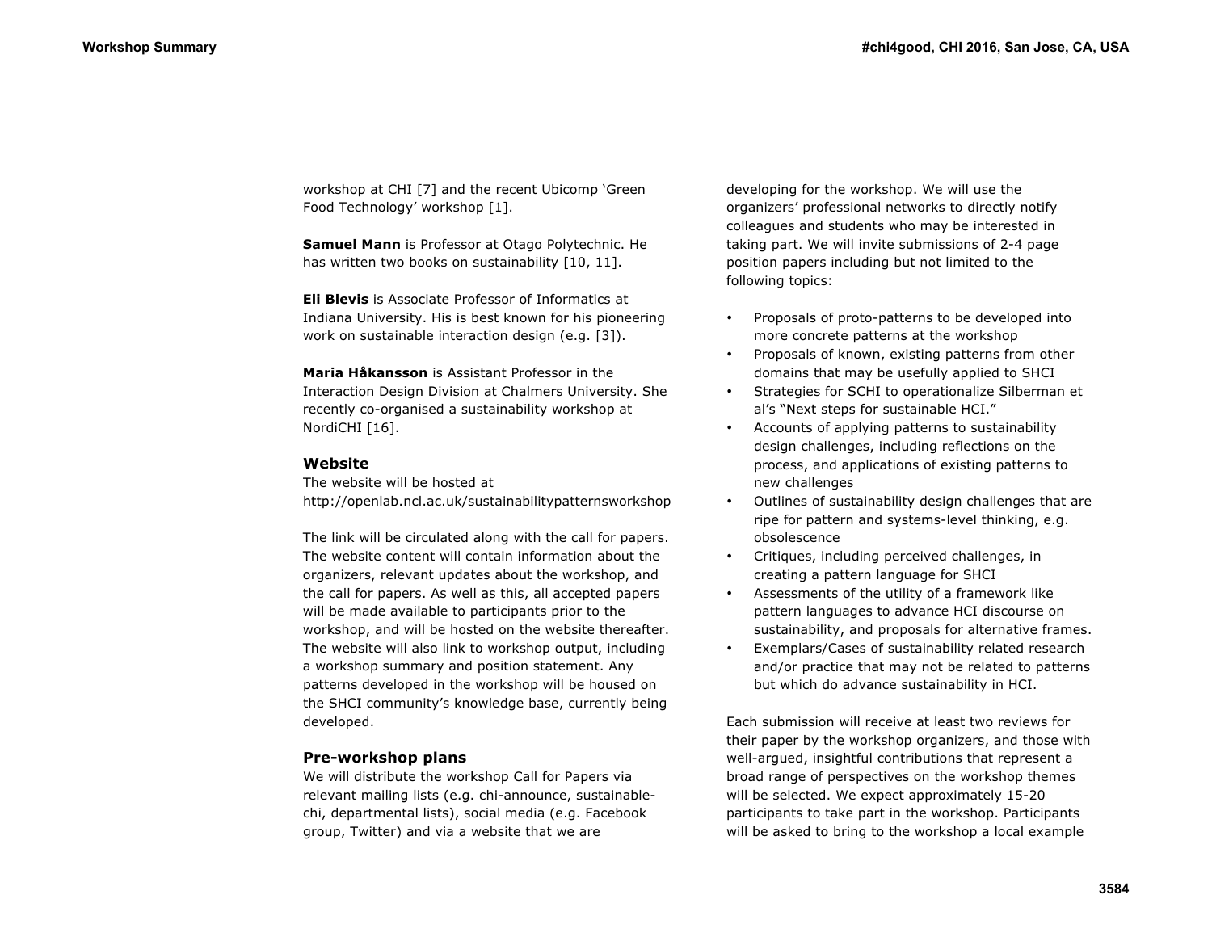workshop at CHI [7] and the recent Ubicomp 'Green Food Technology' workshop [1].

**Samuel Mann** is Professor at Otago Polytechnic. He has written two books on sustainability [10, 11].

**Eli Blevis** is Associate Professor of Informatics at Indiana University. His is best known for his pioneering work on sustainable interaction design (e.g. [3]).

**Maria Håkansson** is Assistant Professor in the Interaction Design Division at Chalmers University. She recently co-organised a sustainability workshop at NordiCHI [16].

### Website

The website will be hosted at http://openlab.ncl.ac.uk/sustainabilitypatternsworkshop

The link will be circulated along with the call for papers. The website content will contain information about the organizers, relevant updates about the workshop, and the call for papers. As well as this, all accepted papers will be made available to participants prior to the workshop, and will be hosted on the website thereafter. The website will also link to workshop output, including a workshop summary and position statement. Any patterns developed in the workshop will be housed on the SHCI community's knowledge base, currently being developed.

### Pre-workshop plans

We will distribute the workshop Call for Papers via relevant mailing lists (e.g. chi-announce, sustainable-chi, departmental lists), social media (e.g. Facebook group, Twitter) and via a website that we are developing for the workshop. We will use the organizers' professional networks to directly notify colleagues and students who may be interested in taking part. We will invite submissions of 2-4 page position papers including but not limited to the following topics:

- Proposals of proto-patterns to be developed into more concrete patterns at the workshop
- Proposals of known, existing patterns from other domains that may be usefully applied to SHCI
- Strategies for SCHI to operationalize Silberman et al's "Next steps for sustainable HCI."
- Accounts of applying patterns to sustainability design challenges, including reflections on the process, and applications of existing patterns to new challenges
- Outlines of sustainability design challenges that are ripe for pattern and systems-level thinking, e.g. obsolescence
- Critiques, including perceived challenges, in creating a pattern language for SHCI
- Assessments of the utility of a framework like pattern languages to advance HCI discourse on sustainability, and proposals for alternative frames.
- Exemplars/Cases of sustainability related research and/or practice that may not be related to patterns but which do advance sustainability in HCI.

Each submission will receive at least two reviews for their paper by the workshop organizers, and those with well-argued, insightful contributions that represent a broad range of perspectives on the workshop themes will be selected. We expect approximately 15-20 participants to take part in the workshop. Participants will be asked to bring to the workshop a local example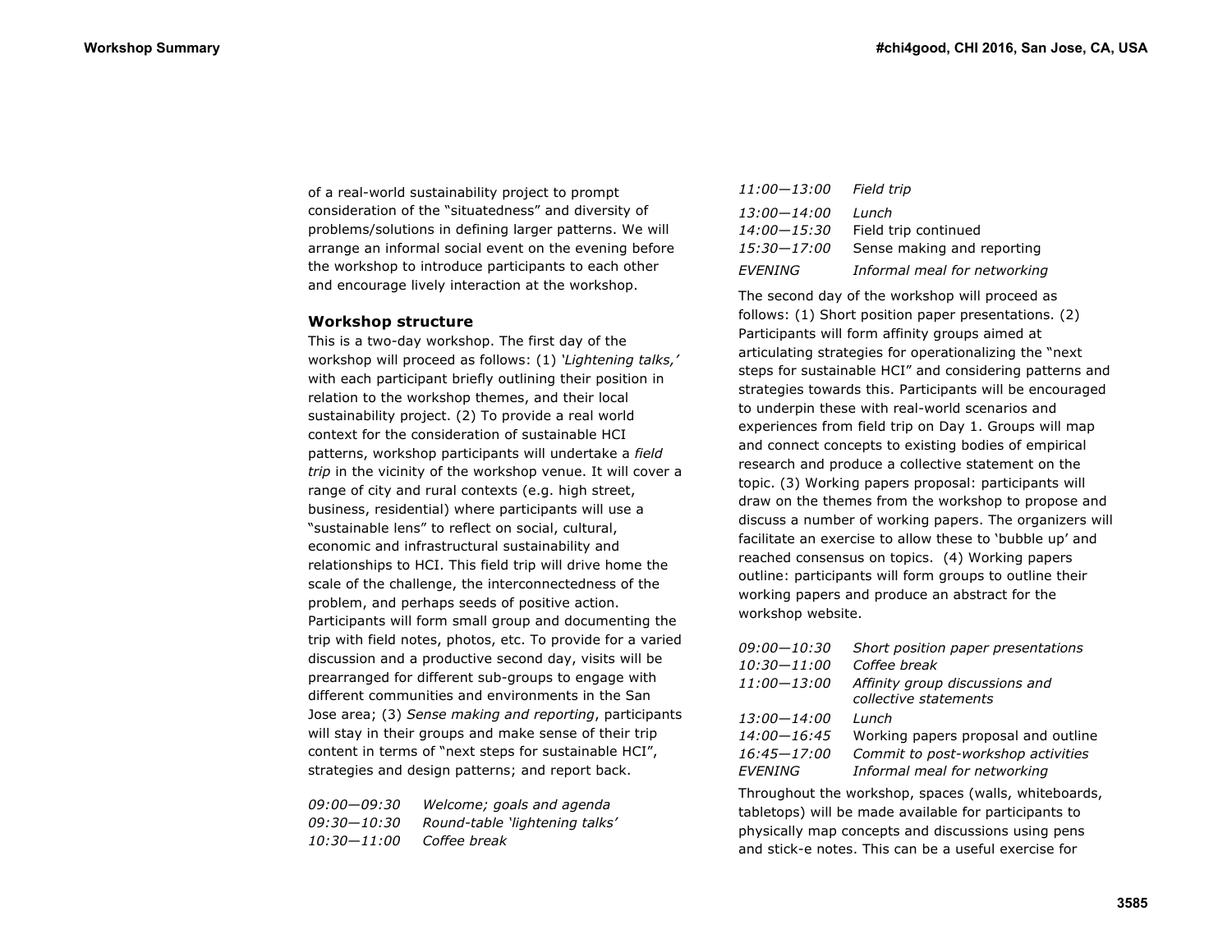of a real-world sustainability project to prompt consideration of the "situatedness" and diversity of problems/solutions in defining larger patterns. We will arrange an informal social event on the evening before the workshop to introduce participants to each other and encourage lively interaction at the workshop.

### Workshop structure

This is a two-day workshop. The first day of the workshop will proceed as follows: (1) *'Lightening talks,'* with each participant briefly outlining their position in relation to the workshop themes, and their local sustainability project. (2) To provide a real world context for the consideration of sustainable HCI patterns, workshop participants will undertake a *field trip* in the vicinity of the workshop venue. It will cover a range of city and rural contexts (e.g. high street, business, residential) where participants will use a "sustainable lens" to reflect on social, cultural, economic and infrastructural sustainability and relationships to HCI. This field trip will drive home the scale of the challenge, the interconnectedness of the problem, and perhaps seeds of positive action. Participants will form small group and documenting the trip with field notes, photos, etc. To provide for a varied discussion and a productive second day, visits will be prearranged for different sub-groups to engage with different communities and environments in the San Jose area; (3) *Sense making and reporting*, participants will stay in their groups and make sense of their trip content in terms of "next steps for sustainable HCI", strategies and design patterns; and report back.

| | |
|---|---|
| *09:00—09:30* | *Welcome; goals and agenda* |
| *09:30—10:30* | *Round-table 'lightening talks'* |
| *10:30—11:00* | *Coffee break* |
| *11:00—13:00* | *Field trip* |
| *13:00—14:00* | *Lunch* |
| *14:00—15:30* | Field trip continued |
| *15:30—17:00* | Sense making and reporting |
| *EVENING* | *Informal meal for networking* |

The second day of the workshop will proceed as follows: (1) Short position paper presentations. (2) Participants will form affinity groups aimed at articulating strategies for operationalizing the "next steps for sustainable HCI" and considering patterns and strategies towards this. Participants will be encouraged to underpin these with real-world scenarios and experiences from field trip on Day 1. Groups will map and connect concepts to existing bodies of empirical research and produce a collective statement on the topic. (3) Working papers proposal: participants will draw on the themes from the workshop to propose and discuss a number of working papers. The organizers will facilitate an exercise to allow these to 'bubble up' and reached consensus on topics. (4) Working papers outline: participants will form groups to outline their working papers and produce an abstract for the workshop website.

| | |
|---|---|
| *09:00—10:30* | *Short position paper presentations* |
| *10:30—11:00* | *Coffee break* |
| *11:00—13:00* | *Affinity group discussions and collective statements* |
| *13:00—14:00* | *Lunch* |
| *14:00—16:45* | Working papers proposal and outline |
| *16:45—17:00* | *Commit to post-workshop activities* |
| *EVENING* | *Informal meal for networking* |

Throughout the workshop, spaces (walls, whiteboards, tabletops) will be made available for participants to physically map concepts and discussions using pens and stick-e notes. This can be a useful exercise for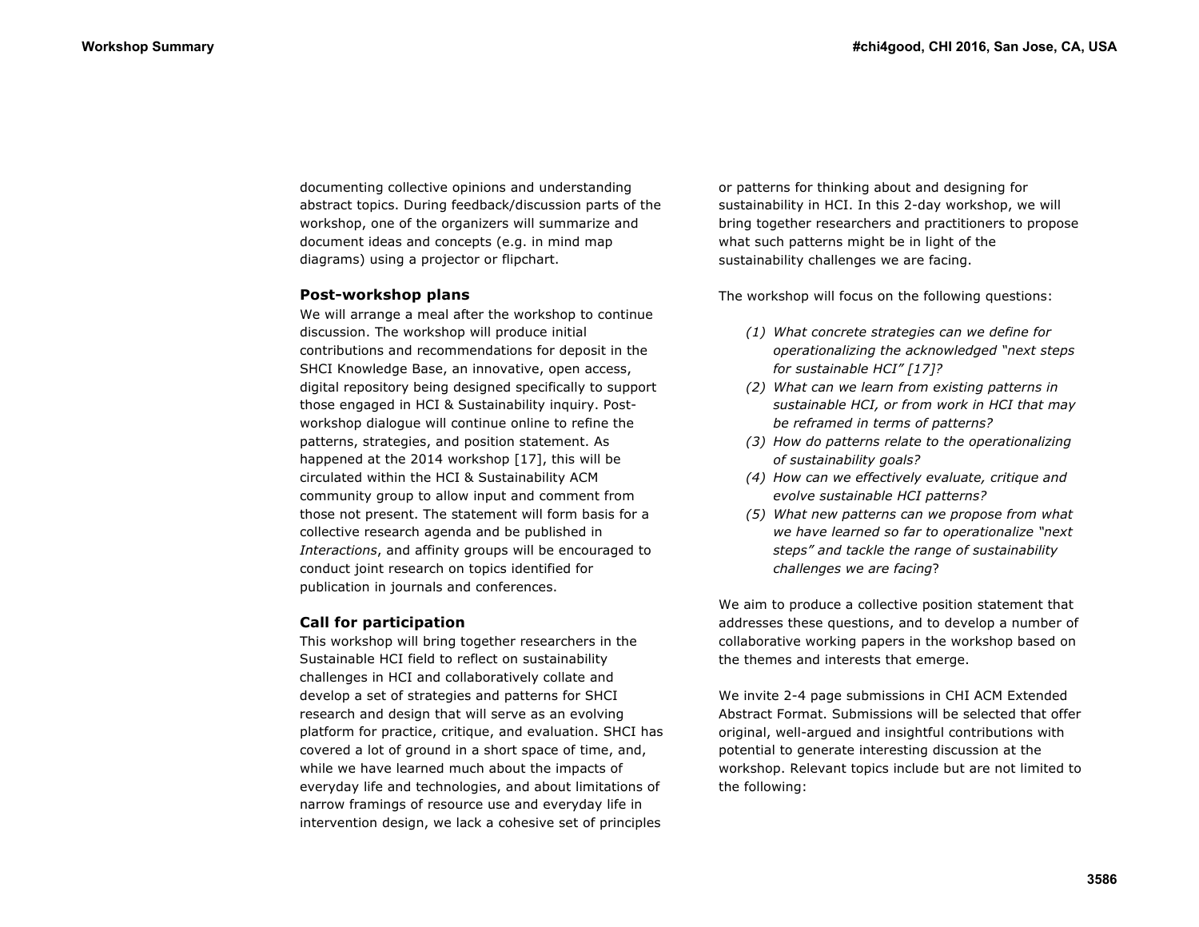documenting collective opinions and understanding abstract topics. During feedback/discussion parts of the workshop, one of the organizers will summarize and document ideas and concepts (e.g. in mind map diagrams) using a projector or flipchart.

### Post-workshop plans

We will arrange a meal after the workshop to continue discussion. The workshop will produce initial contributions and recommendations for deposit in the SHCI Knowledge Base, an innovative, open access, digital repository being designed specifically to support those engaged in HCI & Sustainability inquiry. Post-workshop dialogue will continue online to refine the patterns, strategies, and position statement. As happened at the 2014 workshop [17], this will be circulated within the HCI & Sustainability ACM community group to allow input and comment from those not present. The statement will form basis for a collective research agenda and be published in *Interactions*, and affinity groups will be encouraged to conduct joint research on topics identified for publication in journals and conferences.

### Call for participation

This workshop will bring together researchers in the Sustainable HCI field to reflect on sustainability challenges in HCI and collaboratively collate and develop a set of strategies and patterns for SHCI research and design that will serve as an evolving platform for practice, critique, and evaluation. SHCI has covered a lot of ground in a short space of time, and, while we have learned much about the impacts of everyday life and technologies, and about limitations of narrow framings of resource use and everyday life in intervention design, we lack a cohesive set of principles or patterns for thinking about and designing for sustainability in HCI. In this 2-day workshop, we will bring together researchers and practitioners to propose what such patterns might be in light of the sustainability challenges we are facing.

The workshop will focus on the following questions:

1. *What concrete strategies can we define for operationalizing the acknowledged "next steps for sustainable HCI" [17]?*
2. *What can we learn from existing patterns in sustainable HCI, or from work in HCI that may be reframed in terms of patterns?*
3. *How do patterns relate to the operationalizing of sustainability goals?*
4. *How can we effectively evaluate, critique and evolve sustainable HCI patterns?*
5. *What new patterns can we propose from what we have learned so far to operationalize "next steps" and tackle the range of sustainability challenges we are facing*?

We aim to produce a collective position statement that addresses these questions, and to develop a number of collaborative working papers in the workshop based on the themes and interests that emerge.

We invite 2-4 page submissions in CHI ACM Extended Abstract Format. Submissions will be selected that offer original, well-argued and insightful contributions with potential to generate interesting discussion at the workshop. Relevant topics include but are not limited to the following: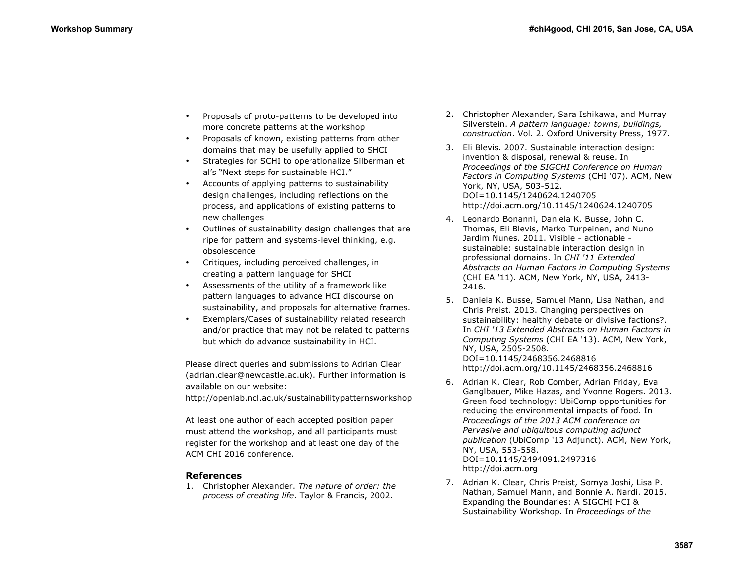- Proposals of proto-patterns to be developed into more concrete patterns at the workshop
- Proposals of known, existing patterns from other domains that may be usefully applied to SHCI
- Strategies for SCHI to operationalize Silberman et al's "Next steps for sustainable HCI."
- Accounts of applying patterns to sustainability design challenges, including reflections on the process, and applications of existing patterns to new challenges
- Outlines of sustainability design challenges that are ripe for pattern and systems-level thinking, e.g. obsolescence
- Critiques, including perceived challenges, in creating a pattern language for SHCI
- Assessments of the utility of a framework like pattern languages to advance HCI discourse on sustainability, and proposals for alternative frames.
- Exemplars/Cases of sustainability related research and/or practice that may not be related to patterns but which do advance sustainability in HCI.

Please direct queries and submissions to Adrian Clear (adrian.clear@newcastle.ac.uk). Further information is available on our website: http://openlab.ncl.ac.uk/sustainabilitypatternsworkshop

At least one author of each accepted position paper must attend the workshop, and all participants must register for the workshop and at least one day of the ACM CHI 2016 conference.

### References

1. Christopher Alexander. *The nature of order: the process of creating life*. Taylor & Francis, 2002.
2. Christopher Alexander, Sara Ishikawa, and Murray Silverstein. *A pattern language: towns, buildings, construction*. Vol. 2. Oxford University Press, 1977.
3. Eli Blevis. 2007. Sustainable interaction design: invention & disposal, renewal & reuse. In *Proceedings of the SIGCHI Conference on Human Factors in Computing Systems* (CHI '07). ACM, New York, NY, USA, 503-512. DOI=10.1145/1240624.1240705 http://doi.acm.org/10.1145/1240624.1240705
4. Leonardo Bonanni, Daniela K. Busse, John C. Thomas, Eli Blevis, Marko Turpeinen, and Nuno Jardim Nunes. 2011. Visible - actionable - sustainable: sustainable interaction design in professional domains. In *CHI '11 Extended Abstracts on Human Factors in Computing Systems* (CHI EA '11). ACM, New York, NY, USA, 2413-2416.
5. Daniela K. Busse, Samuel Mann, Lisa Nathan, and Chris Preist. 2013. Changing perspectives on sustainability: healthy debate or divisive factions?. In *CHI '13 Extended Abstracts on Human Factors in Computing Systems* (CHI EA '13). ACM, New York, NY, USA, 2505-2508. DOI=10.1145/2468356.2468816 http://doi.acm.org/10.1145/2468356.2468816
6. Adrian K. Clear, Rob Comber, Adrian Friday, Eva Ganglbauer, Mike Hazas, and Yvonne Rogers. 2013. Green food technology: UbiComp opportunities for reducing the environmental impacts of food. In *Proceedings of the 2013 ACM conference on Pervasive and ubiquitous computing adjunct publication* (UbiComp '13 Adjunct). ACM, New York, NY, USA, 553-558. DOI=10.1145/2494091.2497316 http://doi.acm.org
7. Adrian K. Clear, Chris Preist, Somya Joshi, Lisa P. Nathan, Samuel Mann, and Bonnie A. Nardi. 2015. Expanding the Boundaries: A SIGCHI HCI & Sustainability Workshop. In *Proceedings of the*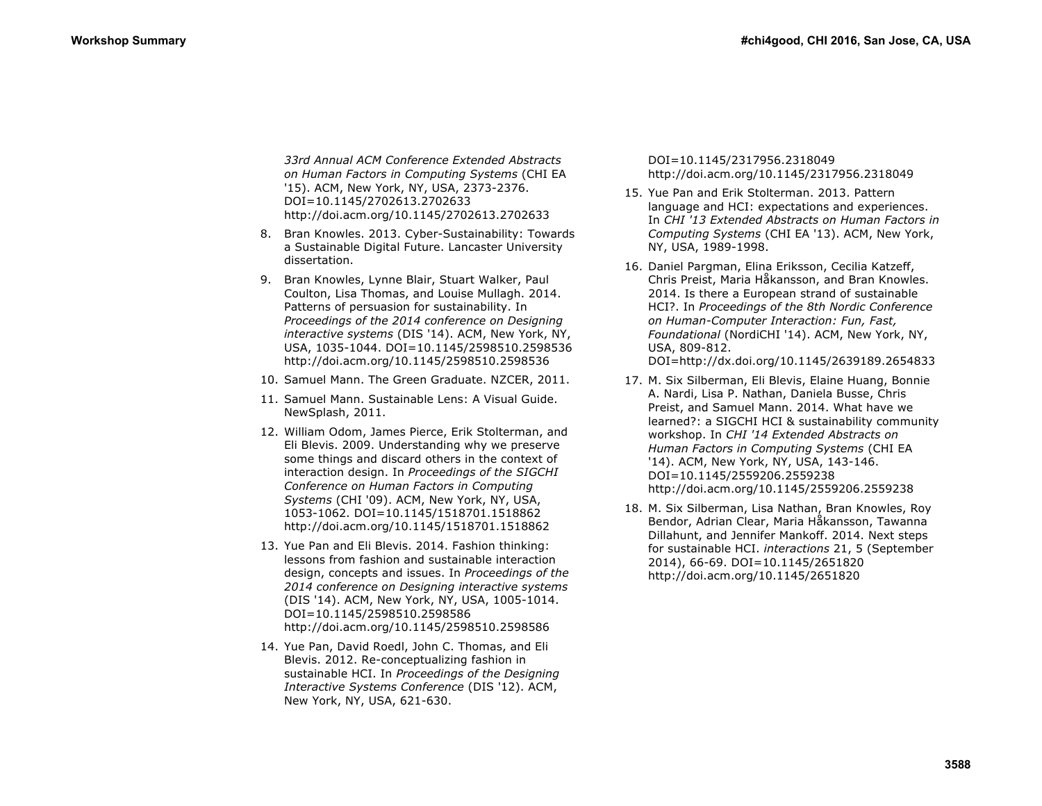*33rd Annual ACM Conference Extended Abstracts on Human Factors in Computing Systems* (CHI EA '15). ACM, New York, NY, USA, 2373-2376. DOI=10.1145/2702613.2702633 http://doi.acm.org/10.1145/2702613.2702633

8. Bran Knowles. 2013. Cyber-Sustainability: Towards a Sustainable Digital Future. Lancaster University dissertation.
9. Bran Knowles, Lynne Blair, Stuart Walker, Paul Coulton, Lisa Thomas, and Louise Mullagh. 2014. Patterns of persuasion for sustainability. In *Proceedings of the 2014 conference on Designing interactive systems* (DIS '14). ACM, New York, NY, USA, 1035-1044. DOI=10.1145/2598510.2598536 http://doi.acm.org/10.1145/2598510.2598536
10. Samuel Mann. The Green Graduate. NZCER, 2011.
11. Samuel Mann. Sustainable Lens: A Visual Guide. NewSplash, 2011.
12. William Odom, James Pierce, Erik Stolterman, and Eli Blevis. 2009. Understanding why we preserve some things and discard others in the context of interaction design. In *Proceedings of the SIGCHI Conference on Human Factors in Computing Systems* (CHI '09). ACM, New York, NY, USA, 1053-1062. DOI=10.1145/1518701.1518862 http://doi.acm.org/10.1145/1518701.1518862
13. Yue Pan and Eli Blevis. 2014. Fashion thinking: lessons from fashion and sustainable interaction design, concepts and issues. In *Proceedings of the 2014 conference on Designing interactive systems* (DIS '14). ACM, New York, NY, USA, 1005-1014. DOI=10.1145/2598510.2598586 http://doi.acm.org/10.1145/2598510.2598586
14. Yue Pan, David Roedl, John C. Thomas, and Eli Blevis. 2012. Re-conceptualizing fashion in sustainable HCI. In *Proceedings of the Designing Interactive Systems Conference* (DIS '12). ACM, New York, NY, USA, 621-630. DOI=10.1145/2317956.2318049 http://doi.acm.org/10.1145/2317956.2318049
15. Yue Pan and Erik Stolterman. 2013. Pattern language and HCI: expectations and experiences. In *CHI '13 Extended Abstracts on Human Factors in Computing Systems* (CHI EA '13). ACM, New York, NY, USA, 1989-1998.
16. Daniel Pargman, Elina Eriksson, Cecilia Katzeff, Chris Preist, Maria Håkansson, and Bran Knowles. 2014. Is there a European strand of sustainable HCI?. In *Proceedings of the 8th Nordic Conference on Human-Computer Interaction: Fun, Fast, Foundational* (NordiCHI '14). ACM, New York, NY, USA, 809-812. DOI=http://dx.doi.org/10.1145/2639189.2654833
17. M. Six Silberman, Eli Blevis, Elaine Huang, Bonnie A. Nardi, Lisa P. Nathan, Daniela Busse, Chris Preist, and Samuel Mann. 2014. What have we learned?: a SIGCHI HCI & sustainability community workshop. In *CHI '14 Extended Abstracts on Human Factors in Computing Systems* (CHI EA '14). ACM, New York, NY, USA, 143-146. DOI=10.1145/2559206.2559238 http://doi.acm.org/10.1145/2559206.2559238
18. M. Six Silberman, Lisa Nathan, Bran Knowles, Roy Bendor, Adrian Clear, Maria Håkansson, Tawanna Dillahunt, and Jennifer Mankoff. 2014. Next steps for sustainable HCI. *interactions* 21, 5 (September 2014), 66-69. DOI=10.1145/2651820 http://doi.acm.org/10.1145/2651820